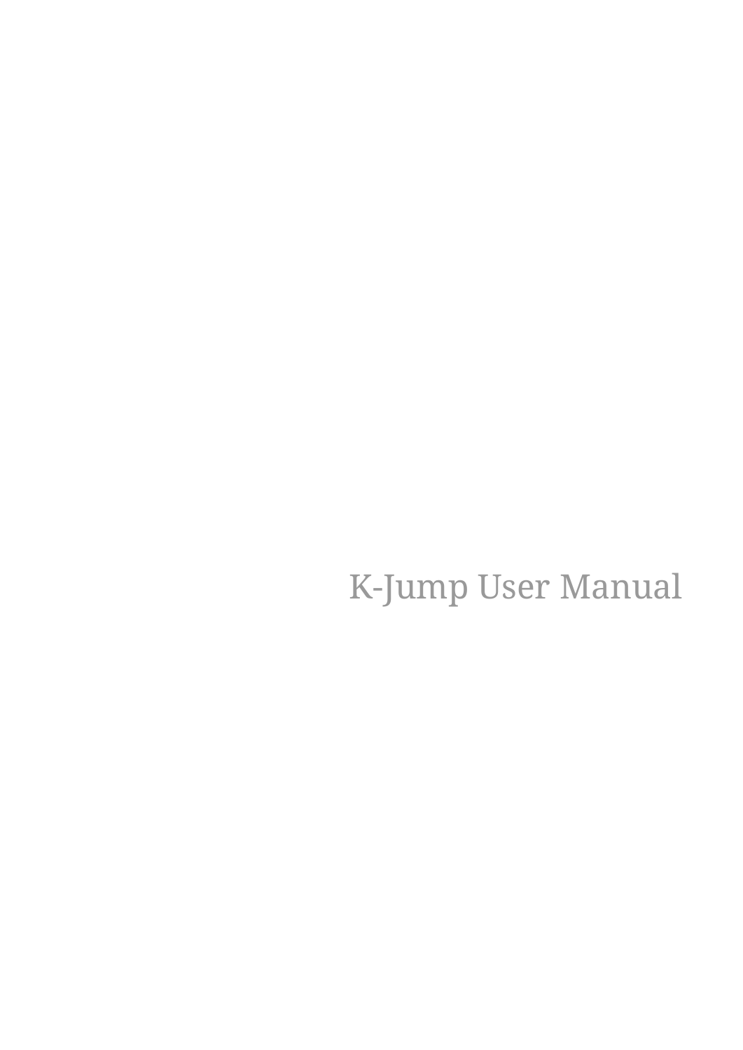# K-Jump User Manual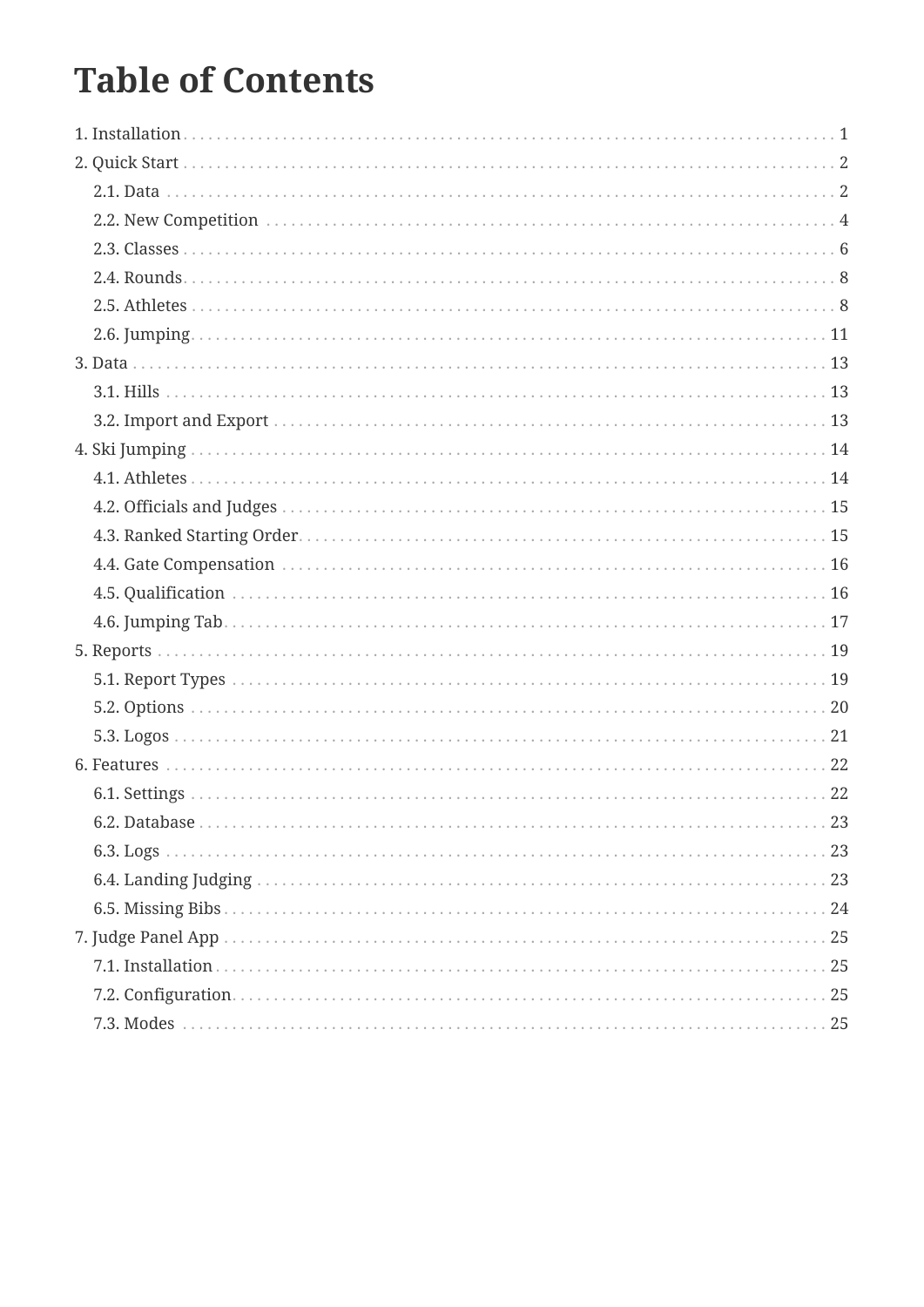# Table of Contents

- 1. Installation ... 1
- 2. Quick Start ... 2
  - 2.1. Data ... 2
  - 2.2. New Competition ... 4
  - 2.3. Classes ... 6
  - 2.4. Rounds ... 8
  - 2.5. Athletes ... 8
  - 2.6. Jumping ... 11
- 3. Data ... 13
  - 3.1. Hills ... 13
  - 3.2. Import and Export ... 13
- 4. Ski Jumping ... 14
  - 4.1. Athletes ... 14
  - 4.2. Officials and Judges ... 15
  - 4.3. Ranked Starting Order ... 15
  - 4.4. Gate Compensation ... 16
  - 4.5. Qualification ... 16
  - 4.6. Jumping Tab ... 17
- 5. Reports ... 19
  - 5.1. Report Types ... 19
  - 5.2. Options ... 20
  - 5.3. Logos ... 21
- 6. Features ... 22
  - 6.1. Settings ... 22
  - 6.2. Database ... 23
  - 6.3. Logs ... 23
  - 6.4. Landing Judging ... 23
  - 6.5. Missing Bibs ... 24
- 7. Judge Panel App ... 25
  - 7.1. Installation ... 25
  - 7.2. Configuration ... 25
  - 7.3. Modes ... 25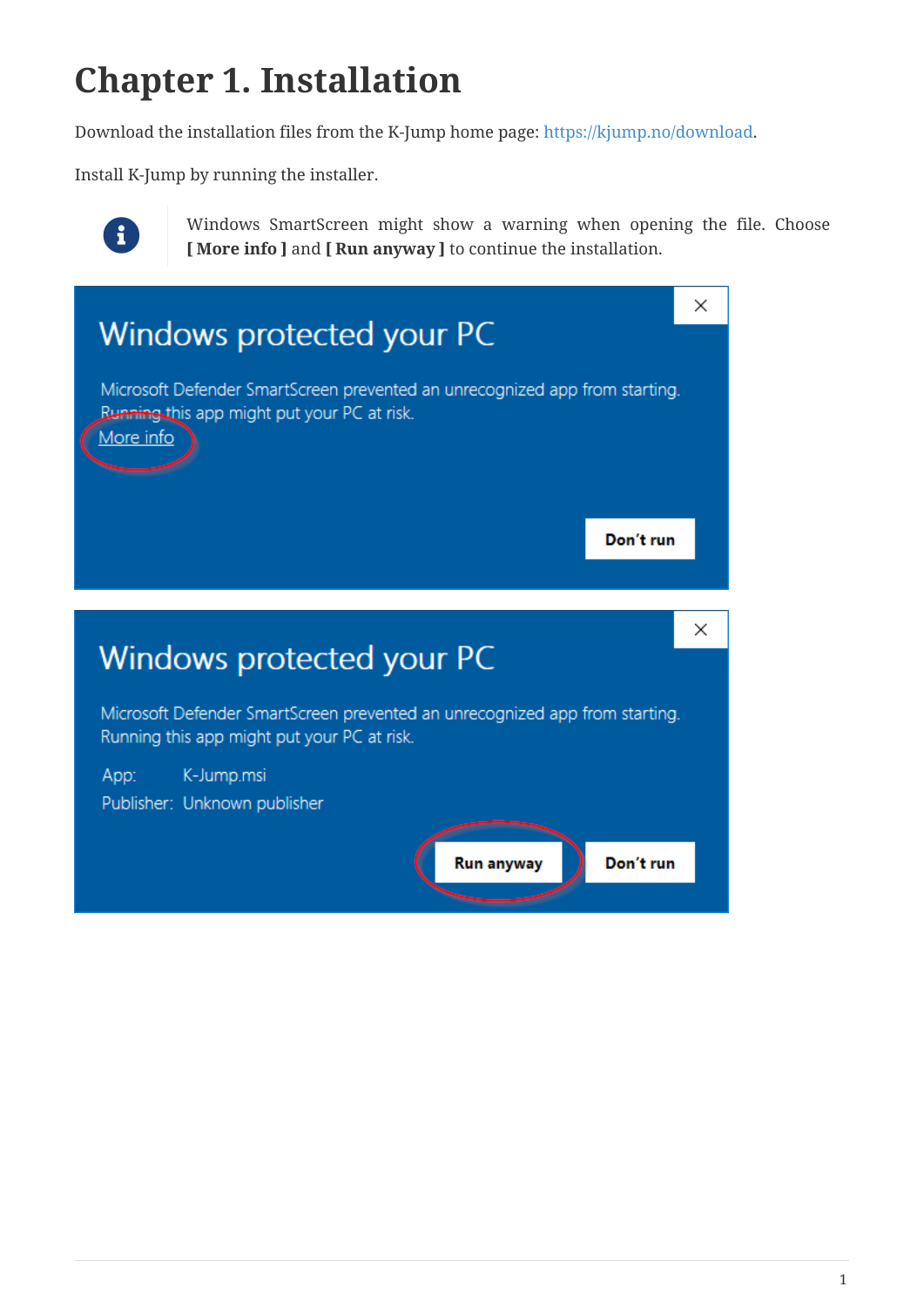# Chapter 1. Installation

Download the installation files from the K-Jump home page: https://kjump.no/download.

Install K-Jump by running the installer.

> Windows SmartScreen might show a warning when opening the file. Choose **[ More info ]** and **[ Run anyway ]** to continue the installation.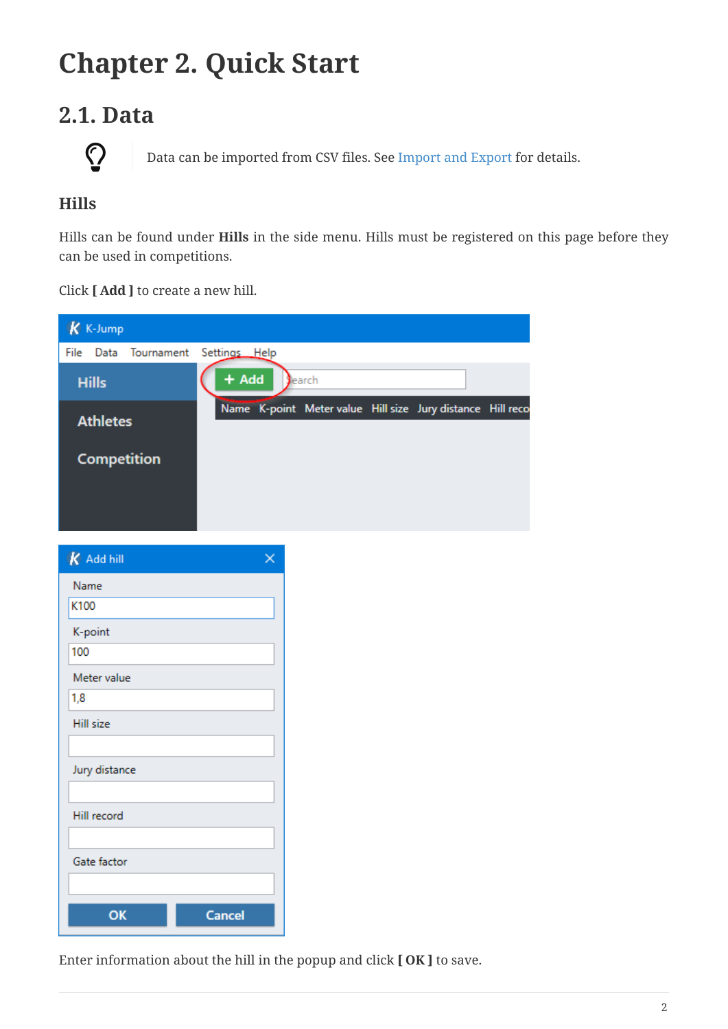# Chapter 2. Quick Start

## 2.1. Data

Data can be imported from CSV files. See Import and Export for details.

### Hills

Hills can be found under **Hills** in the side menu. Hills must be registered on this page before they can be used in competitions.

Click **[ Add ]** to create a new hill.

Enter information about the hill in the popup and click **[ OK ]** to save.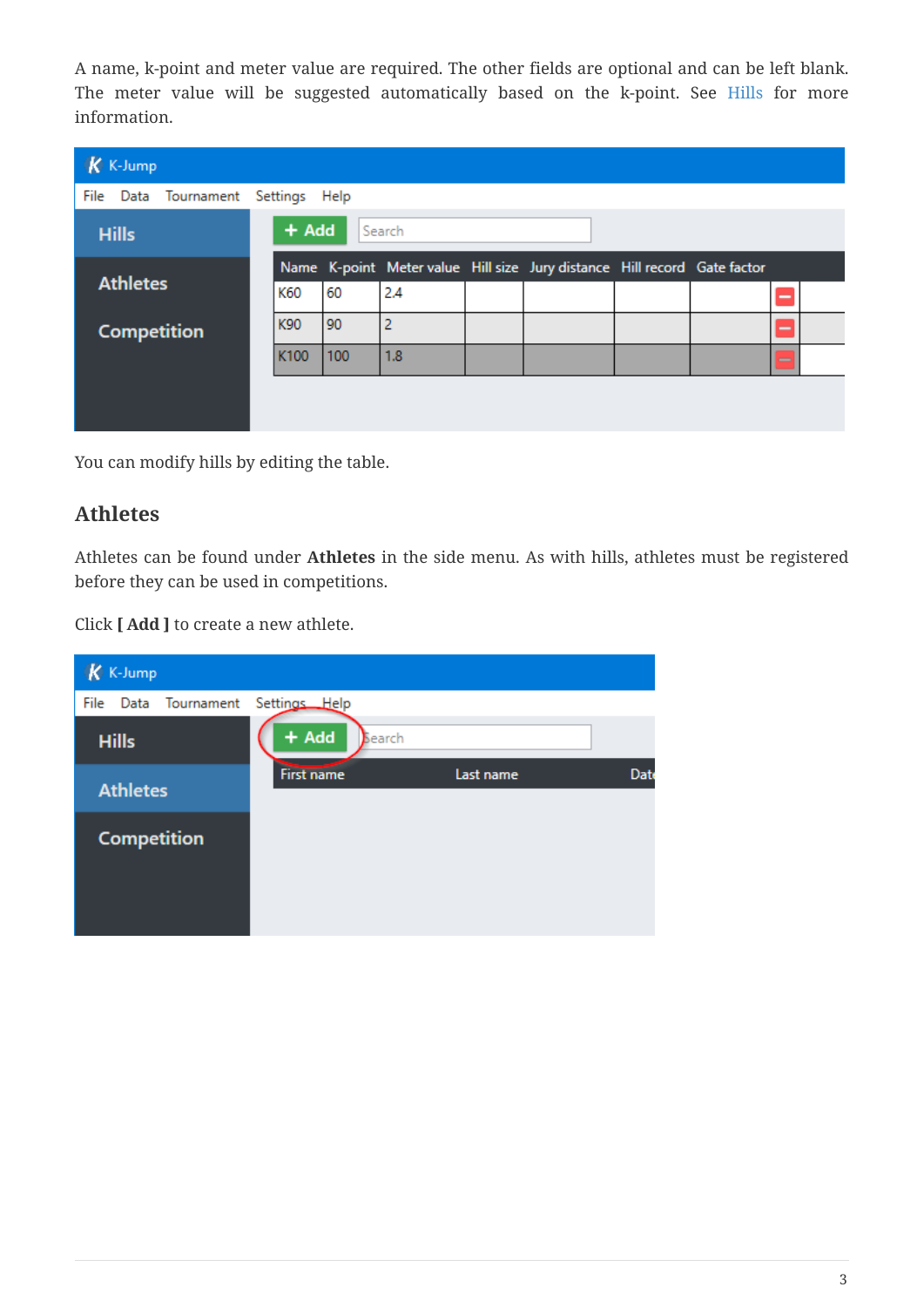A name, k-point and meter value are required. The other fields are optional and can be left blank. The meter value will be suggested automatically based on the k-point. See Hills for more information.

You can modify hills by editing the table.

## Athletes

Athletes can be found under **Athletes** in the side menu. As with hills, athletes must be registered before they can be used in competitions.

Click **[ Add ]** to create a new athlete.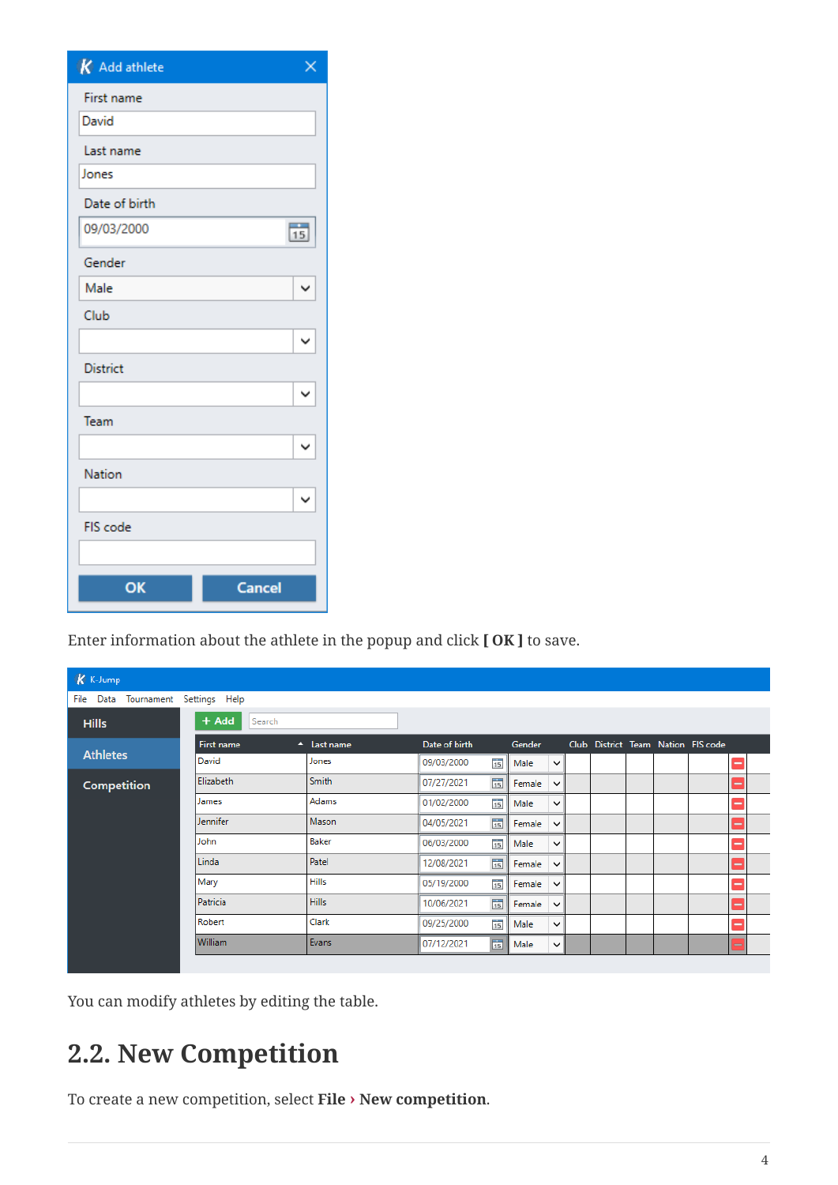Enter information about the athlete in the popup and click **[ OK ]** to save.

You can modify athletes by editing the table.

## 2.2. New Competition

To create a new competition, select **File › New competition**.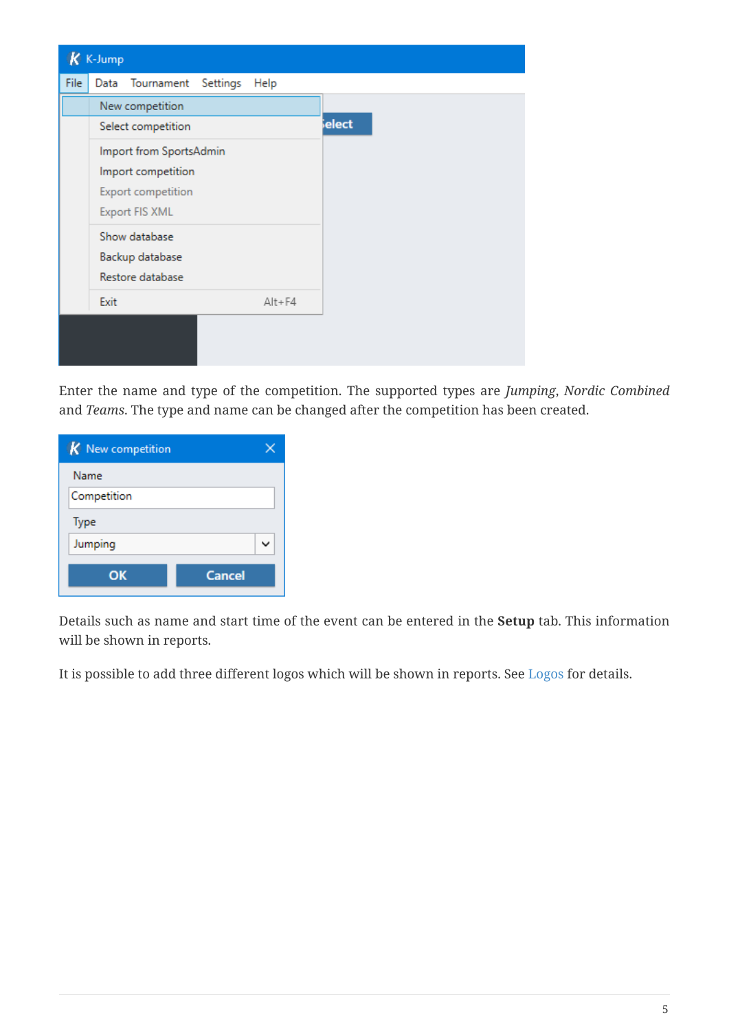Enter the name and type of the competition. The supported types are *Jumping*, *Nordic Combined* and *Teams*. The type and name can be changed after the competition has been created.

Details such as name and start time of the event can be entered in the **Setup** tab. This information will be shown in reports.

It is possible to add three different logos which will be shown in reports. See Logos for details.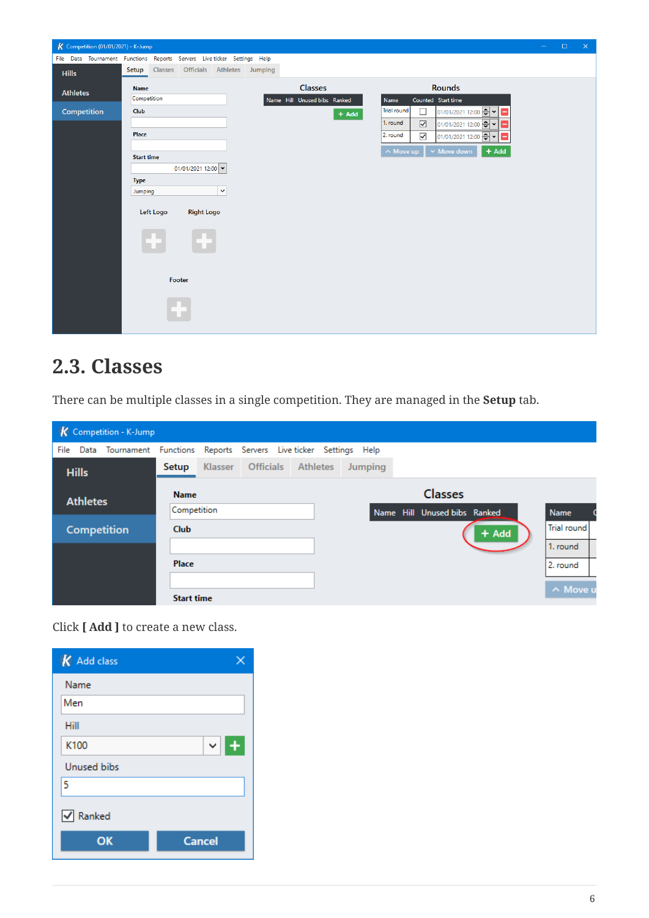## 2.3. Classes

There can be multiple classes in a single competition. They are managed in the **Setup** tab.

Click **[ Add ]** to create a new class.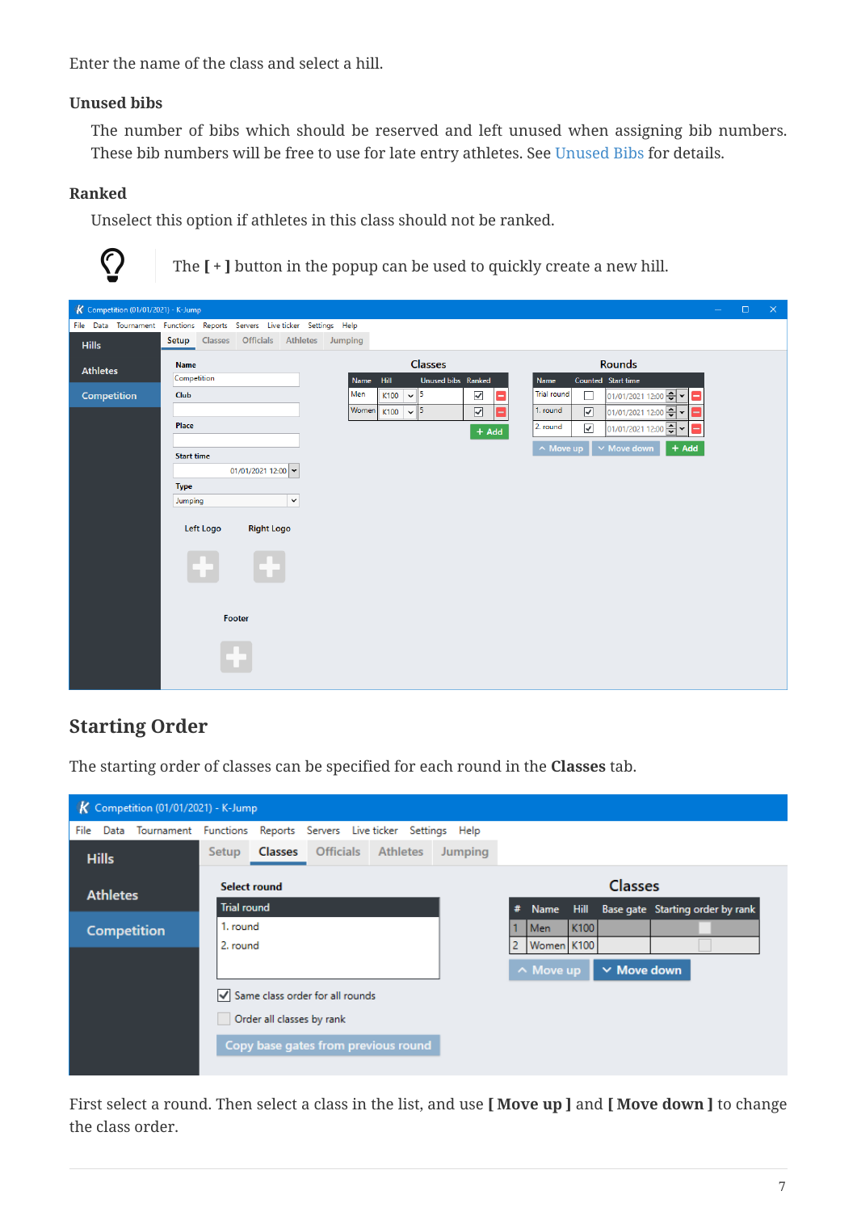Enter the name of the class and select a hill.

**Unused bibs**

The number of bibs which should be reserved and left unused when assigning bib numbers. These bib numbers will be free to use for late entry athletes. See Unused Bibs for details.

**Ranked**

Unselect this option if athletes in this class should not be ranked.

The **[ + ]** button in the popup can be used to quickly create a new hill.

## Starting Order

The starting order of classes can be specified for each round in the **Classes** tab.

First select a round. Then select a class in the list, and use **[ Move up ]** and **[ Move down ]** to change the class order.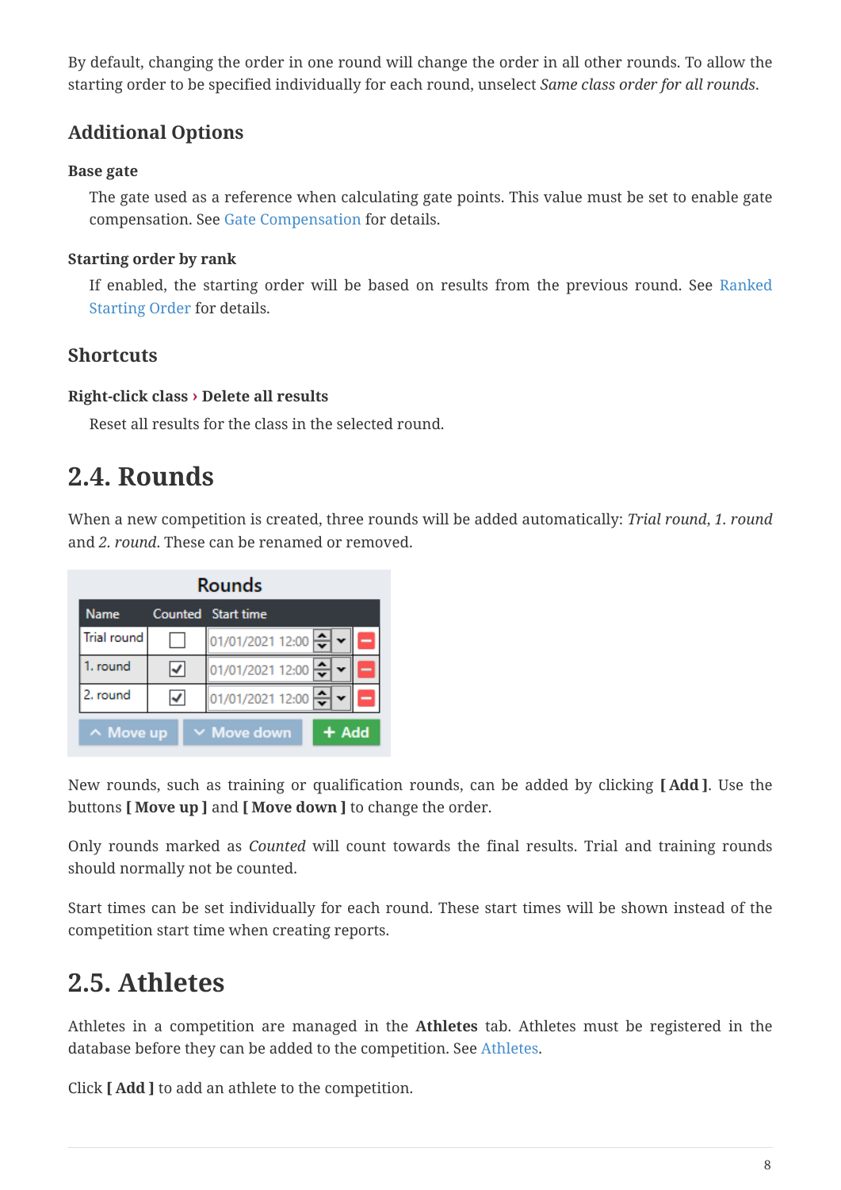By default, changing the order in one round will change the order in all other rounds. To allow the starting order to be specified individually for each round, unselect *Same class order for all rounds*.

### Additional Options

**Base gate**

The gate used as a reference when calculating gate points. This value must be set to enable gate compensation. See Gate Compensation for details.

**Starting order by rank**

If enabled, the starting order will be based on results from the previous round. See Ranked Starting Order for details.

### Shortcuts

**Right-click class › Delete all results**

Reset all results for the class in the selected round.

## 2.4. Rounds

When a new competition is created, three rounds will be added automatically: *Trial round*, *1. round* and *2. round*. These can be renamed or removed.

New rounds, such as training or qualification rounds, can be added by clicking **[ Add ]**. Use the buttons **[ Move up ]** and **[ Move down ]** to change the order.

Only rounds marked as *Counted* will count towards the final results. Trial and training rounds should normally not be counted.

Start times can be set individually for each round. These start times will be shown instead of the competition start time when creating reports.

## 2.5. Athletes

Athletes in a competition are managed in the **Athletes** tab. Athletes must be registered in the database before they can be added to the competition. See Athletes.

Click **[ Add ]** to add an athlete to the competition.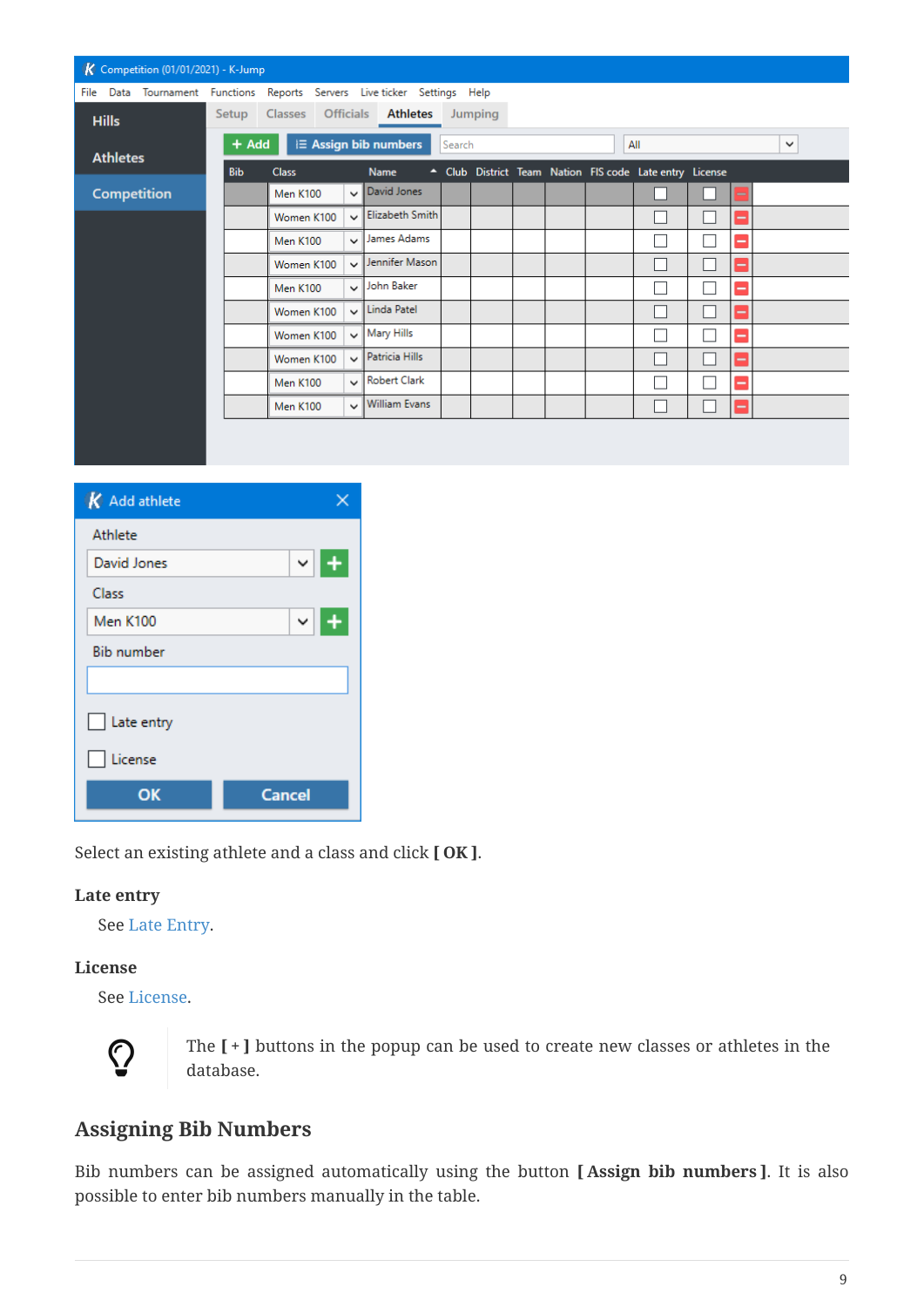Select an existing athlete and a class and click **[ OK ]**.

**Late entry**

See Late Entry.

**License**

See License.

The **[ + ]** buttons in the popup can be used to create new classes or athletes in the database.

## Assigning Bib Numbers

Bib numbers can be assigned automatically using the button **[ Assign bib numbers ]**. It is also possible to enter bib numbers manually in the table.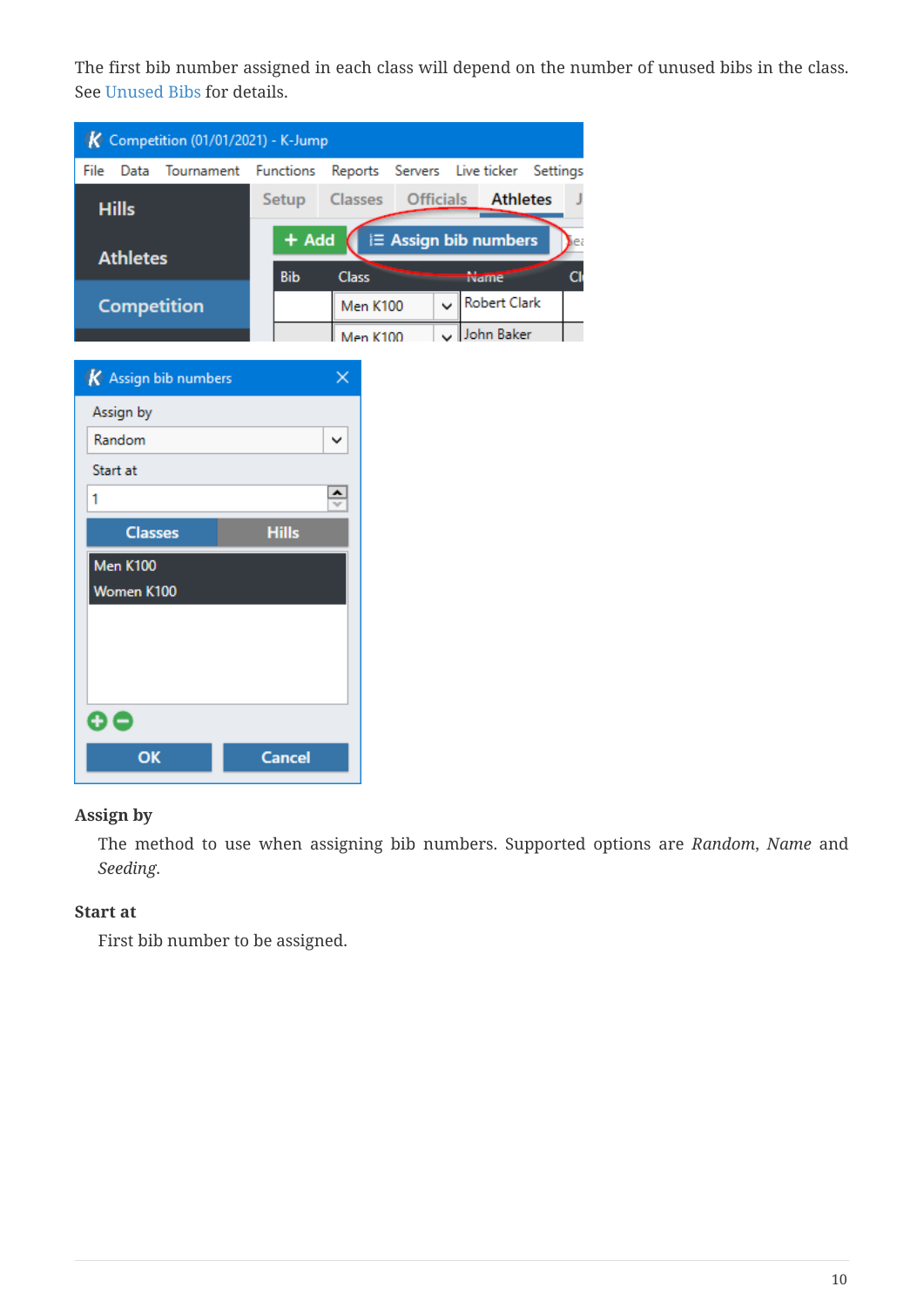The first bib number assigned in each class will depend on the number of unused bibs in the class. See Unused Bibs for details.

**Assign by**

The method to use when assigning bib numbers. Supported options are *Random*, *Name* and *Seeding*.

**Start at**

First bib number to be assigned.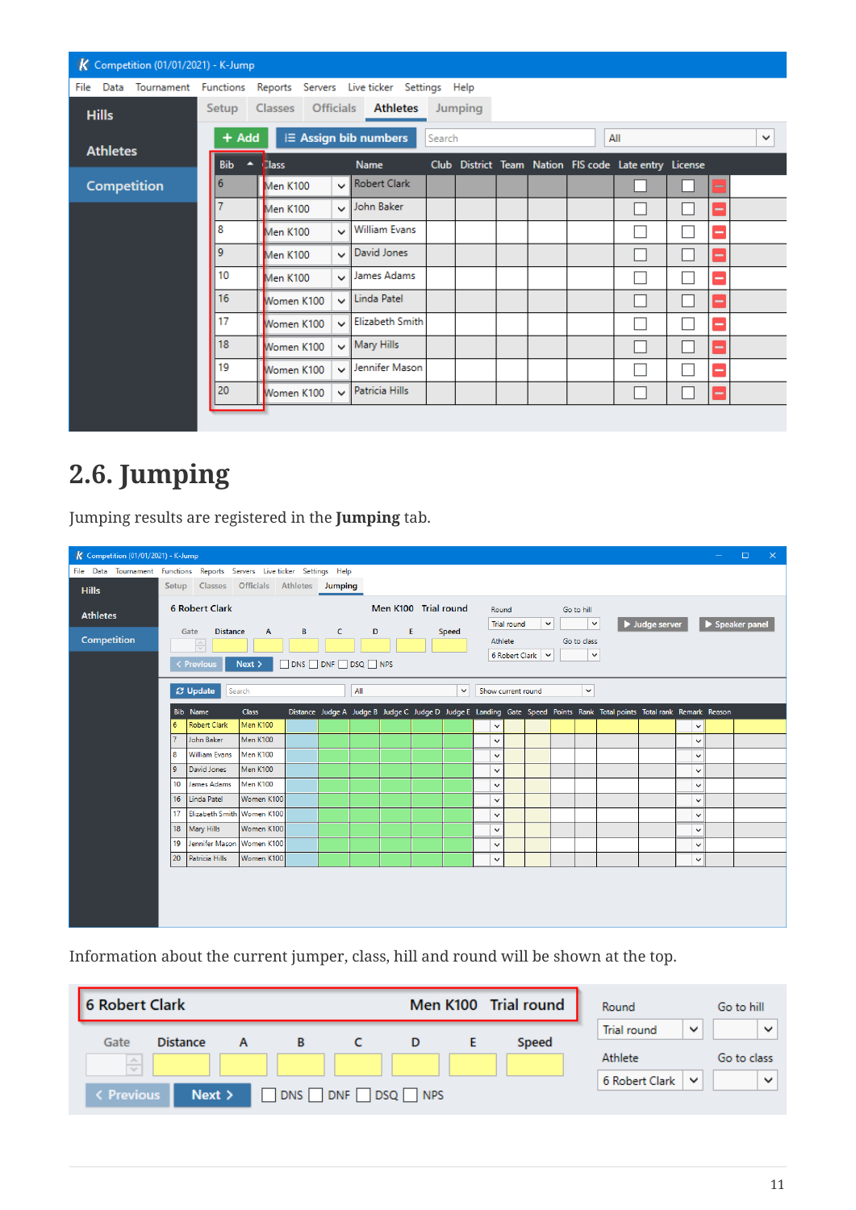## 2.6. Jumping

Jumping results are registered in the **Jumping** tab.

Information about the current jumper, class, hill and round will be shown at the top.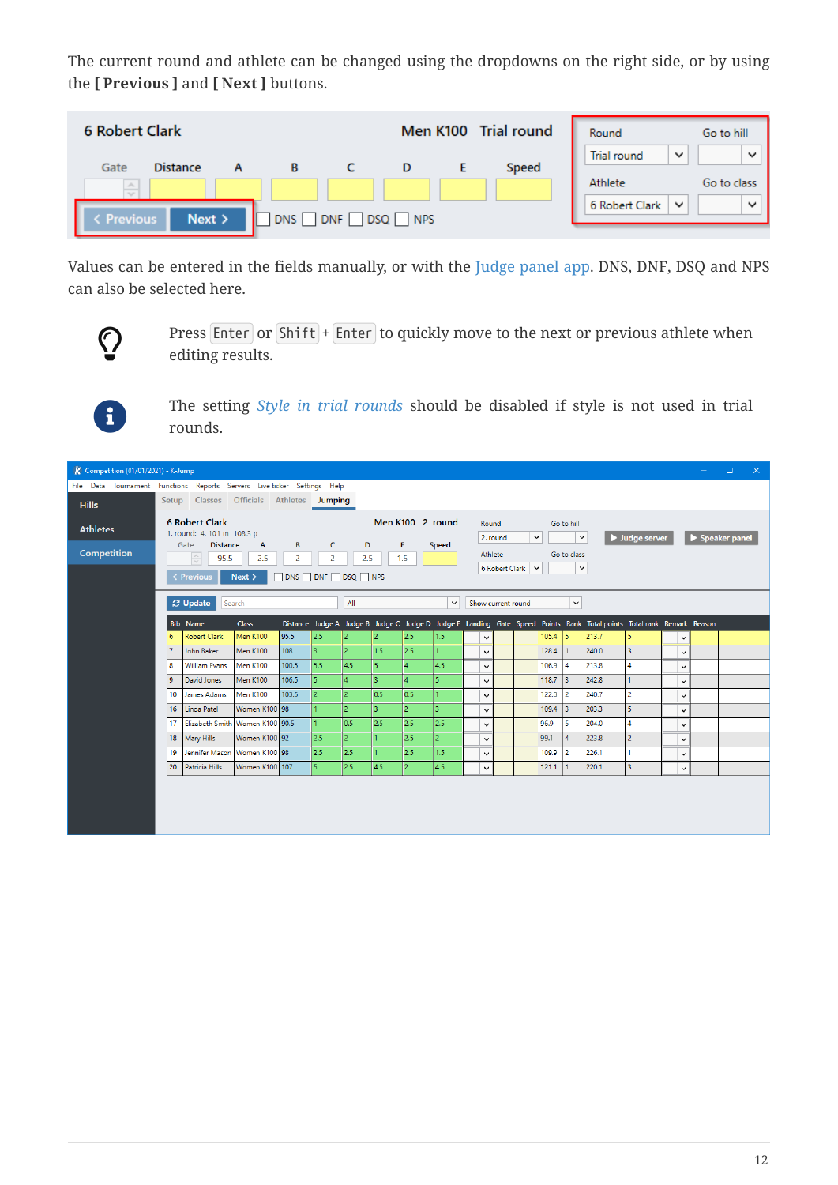The current round and athlete can be changed using the dropdowns on the right side, or by using the **[ Previous ]** and **[ Next ]** buttons.

Values can be entered in the fields manually, or with the Judge panel app. DNS, DNF, DSQ and NPS can also be selected here.

Press `Enter` or `Shift` + `Enter` to quickly move to the next or previous athlete when editing results.

The setting *Style in trial rounds* should be disabled if style is not used in trial rounds.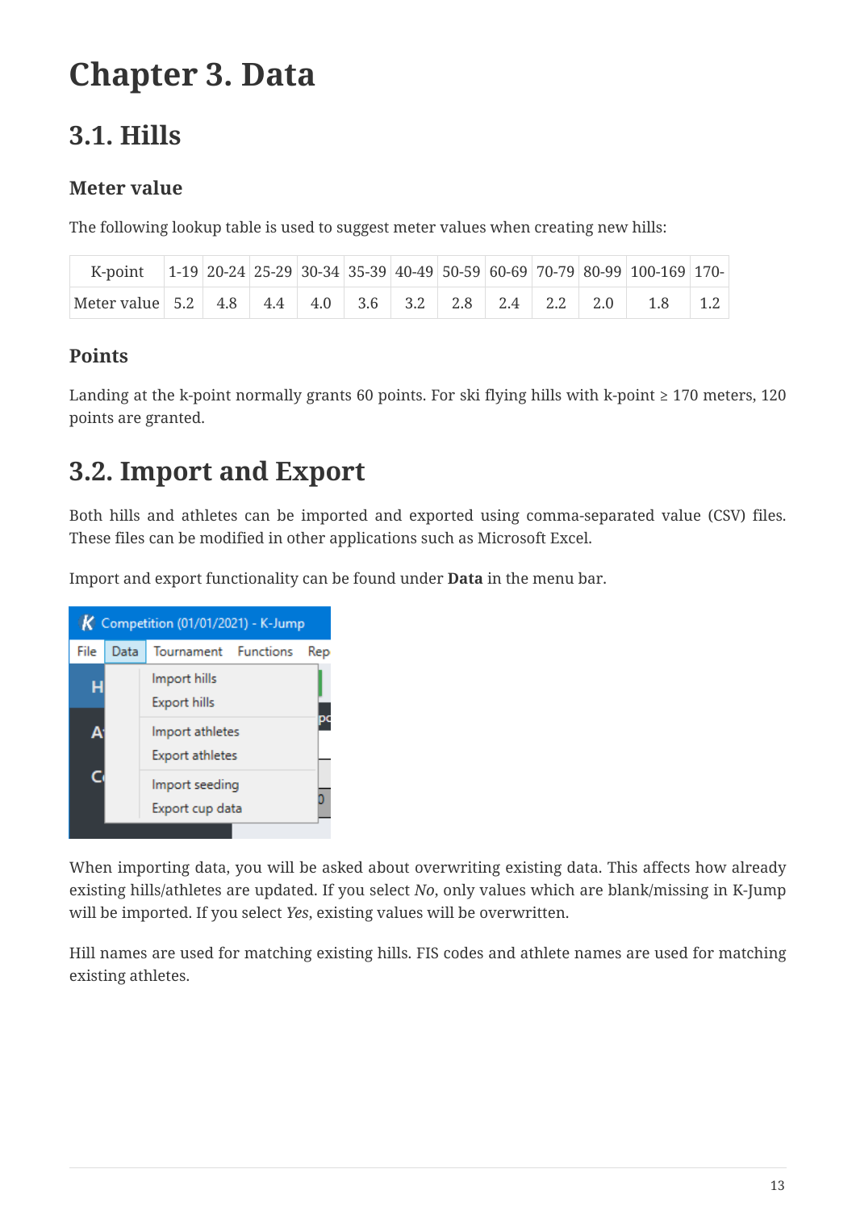# Chapter 3. Data

## 3.1. Hills

### Meter value

The following lookup table is used to suggest meter values when creating new hills:

| K-point | 1-19 | 20-24 | 25-29 | 30-34 | 35-39 | 40-49 | 50-59 | 60-69 | 70-79 | 80-99 | 100-169 | 170- |
|---|---|---|---|---|---|---|---|---|---|---|---|---|
| Meter value | 5.2 | 4.8 | 4.4 | 4.0 | 3.6 | 3.2 | 2.8 | 2.4 | 2.2 | 2.0 | 1.8 | 1.2 |

### Points

Landing at the k-point normally grants 60 points. For ski flying hills with k-point ≥ 170 meters, 120 points are granted.

## 3.2. Import and Export

Both hills and athletes can be imported and exported using comma-separated value (CSV) files. These files can be modified in other applications such as Microsoft Excel.

Import and export functionality can be found under **Data** in the menu bar.

When importing data, you will be asked about overwriting existing data. This affects how already existing hills/athletes are updated. If you select *No*, only values which are blank/missing in K-Jump will be imported. If you select *Yes*, existing values will be overwritten.

Hill names are used for matching existing hills. FIS codes and athlete names are used for matching existing athletes.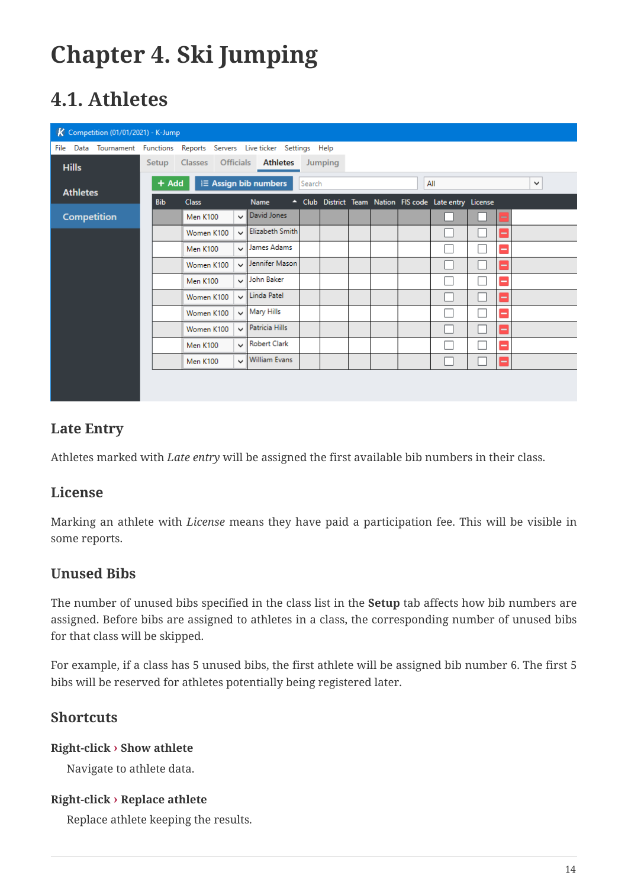# Chapter 4. Ski Jumping

## 4.1. Athletes

### Late Entry

Athletes marked with *Late entry* will be assigned the first available bib numbers in their class.

### License

Marking an athlete with *License* means they have paid a participation fee. This will be visible in some reports.

### Unused Bibs

The number of unused bibs specified in the class list in the **Setup** tab affects how bib numbers are assigned. Before bibs are assigned to athletes in a class, the corresponding number of unused bibs for that class will be skipped.

For example, if a class has 5 unused bibs, the first athlete will be assigned bib number 6. The first 5 bibs will be reserved for athletes potentially being registered later.

### Shortcuts

**Right-click › Show athlete**

Navigate to athlete data.

**Right-click › Replace athlete**

Replace athlete keeping the results.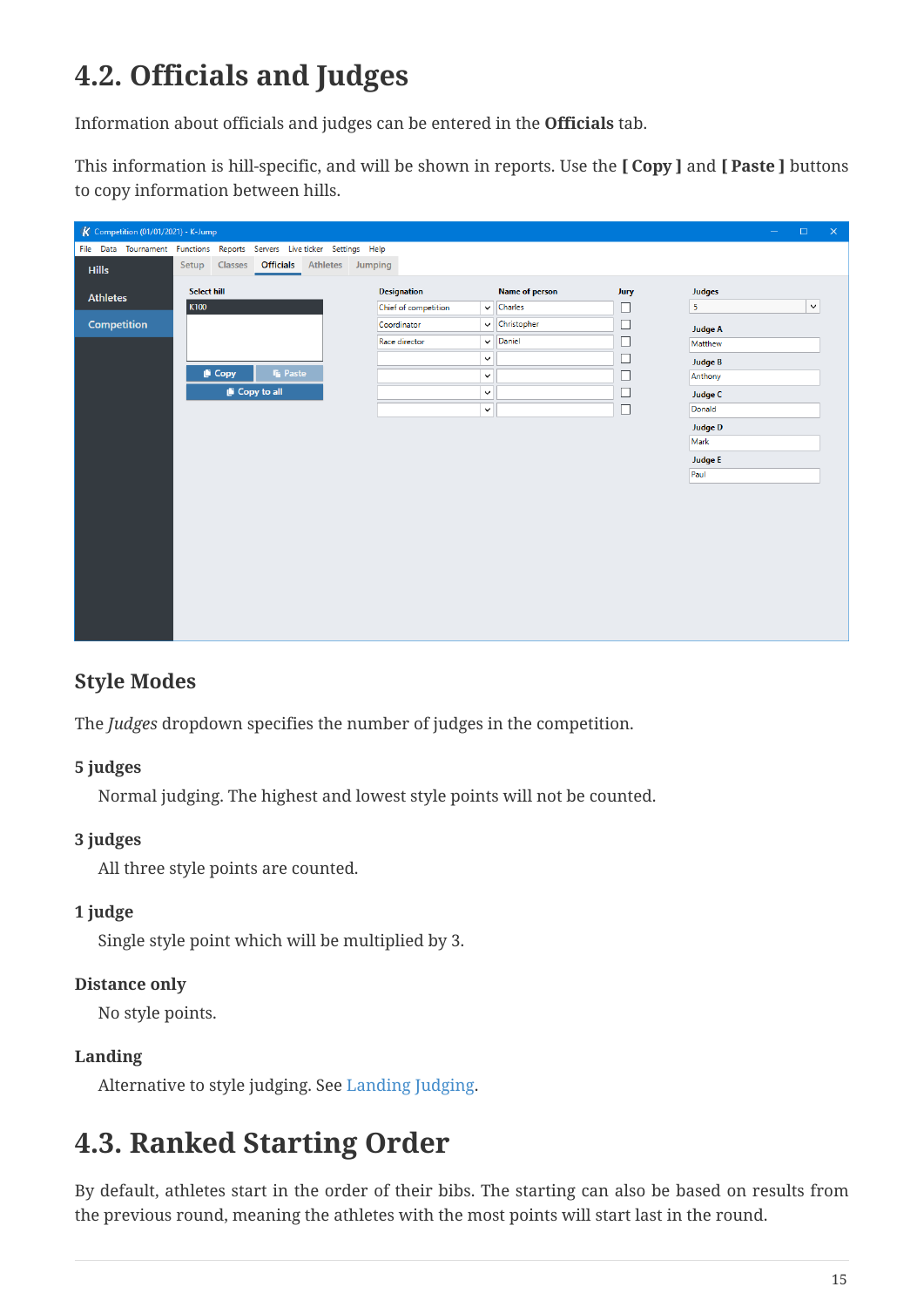## 4.2. Officials and Judges

Information about officials and judges can be entered in the **Officials** tab.

This information is hill-specific, and will be shown in reports. Use the **[ Copy ]** and **[ Paste ]** buttons to copy information between hills.

### Style Modes

The *Judges* dropdown specifies the number of judges in the competition.

**5 judges**

Normal judging. The highest and lowest style points will not be counted.

**3 judges**

All three style points are counted.

**1 judge**

Single style point which will be multiplied by 3.

**Distance only**

No style points.

**Landing**

Alternative to style judging. See Landing Judging.

## 4.3. Ranked Starting Order

By default, athletes start in the order of their bibs. The starting can also be based on results from the previous round, meaning the athletes with the most points will start last in the round.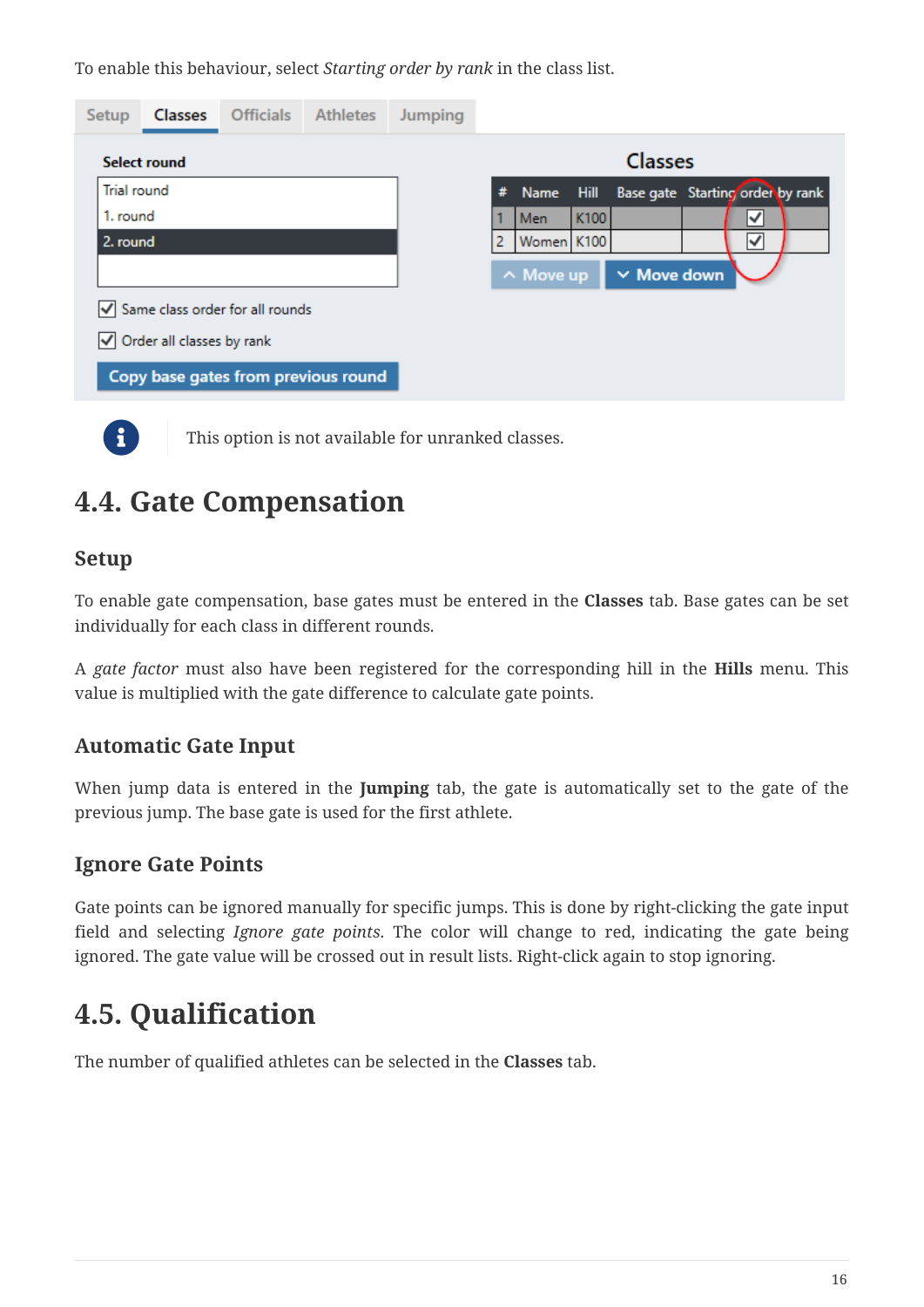To enable this behaviour, select *Starting order by rank* in the class list.

> This option is not available for unranked classes.

## 4.4. Gate Compensation

### Setup

To enable gate compensation, base gates must be entered in the **Classes** tab. Base gates can be set individually for each class in different rounds.

A *gate factor* must also have been registered for the corresponding hill in the **Hills** menu. This value is multiplied with the gate difference to calculate gate points.

### Automatic Gate Input

When jump data is entered in the **Jumping** tab, the gate is automatically set to the gate of the previous jump. The base gate is used for the first athlete.

### Ignore Gate Points

Gate points can be ignored manually for specific jumps. This is done by right-clicking the gate input field and selecting *Ignore gate points*. The color will change to red, indicating the gate being ignored. The gate value will be crossed out in result lists. Right-click again to stop ignoring.

## 4.5. Qualification

The number of qualified athletes can be selected in the **Classes** tab.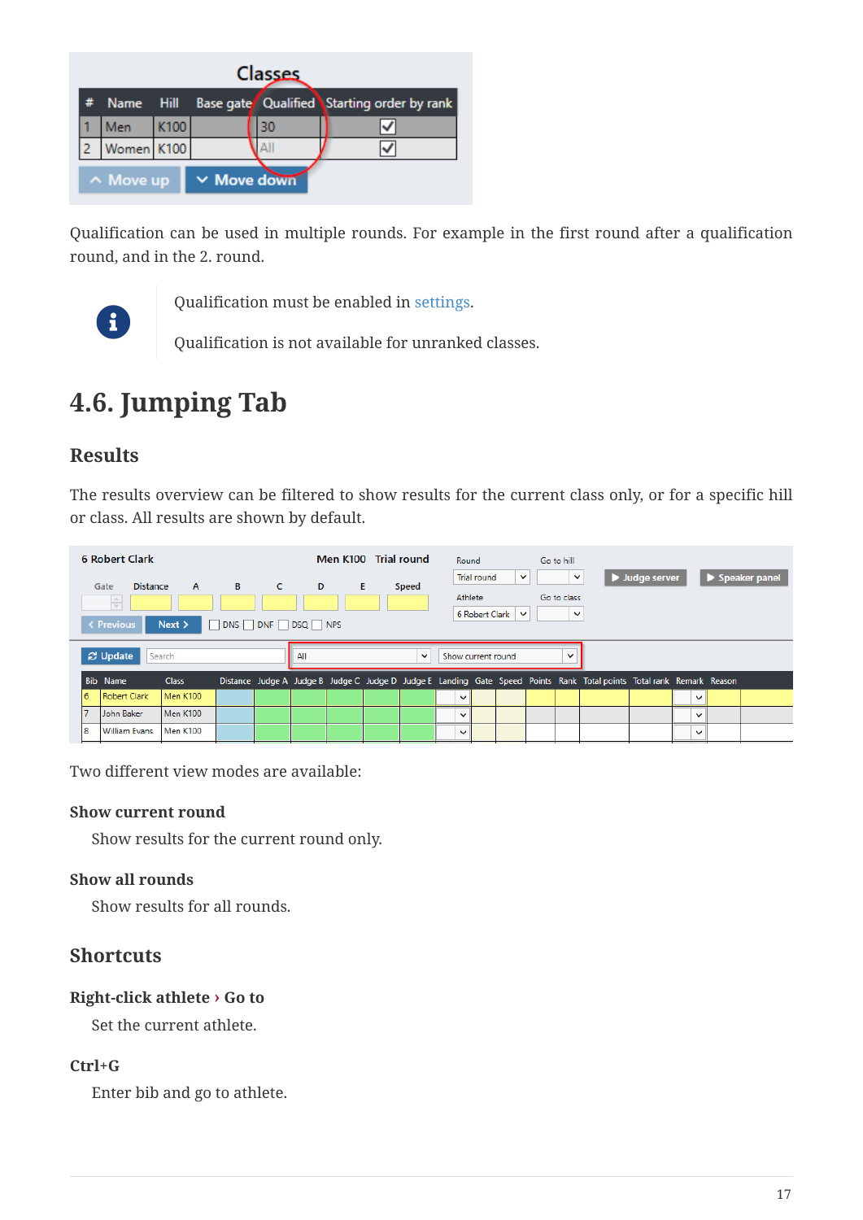Qualification can be used in multiple rounds. For example in the first round after a qualification round, and in the 2. round.

Qualification must be enabled in settings.

Qualification is not available for unranked classes.

# 4.6. Jumping Tab

## Results

The results overview can be filtered to show results for the current class only, or for a specific hill or class. All results are shown by default.

Two different view modes are available:

**Show current round**

Show results for the current round only.

**Show all rounds**

Show results for all rounds.

## Shortcuts

**Right-click athlete › Go to**

Set the current athlete.

**Ctrl+G**

Enter bib and go to athlete.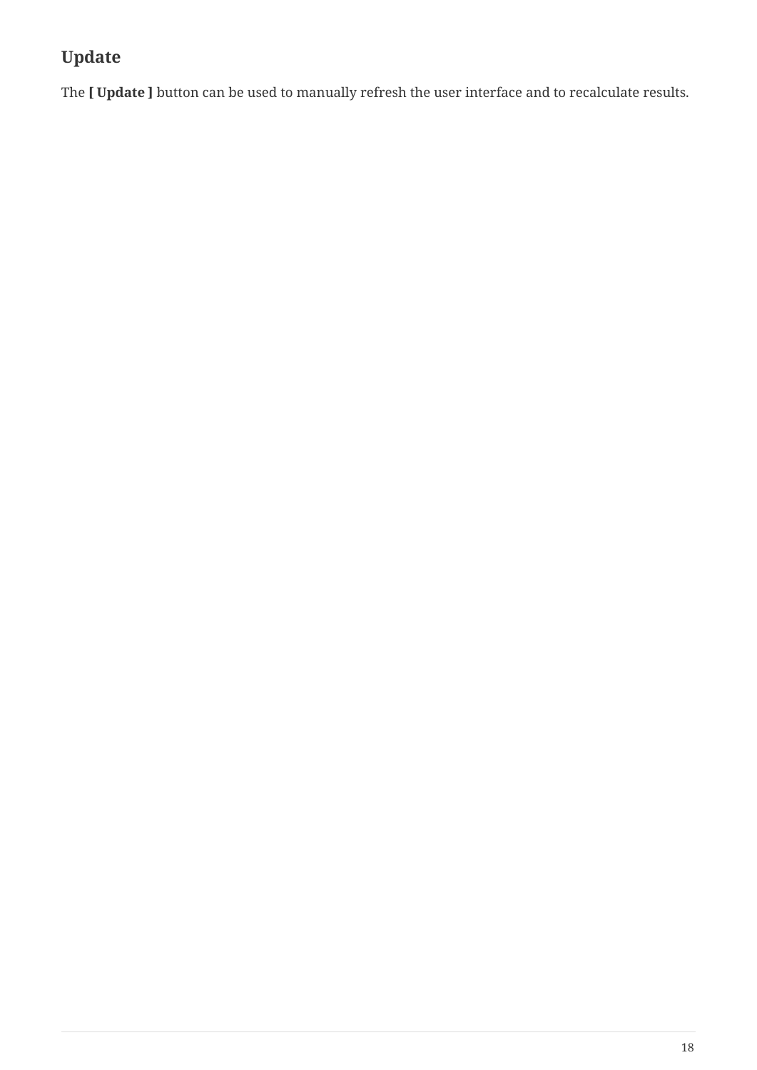## Update

The **[ Update ]** button can be used to manually refresh the user interface and to recalculate results.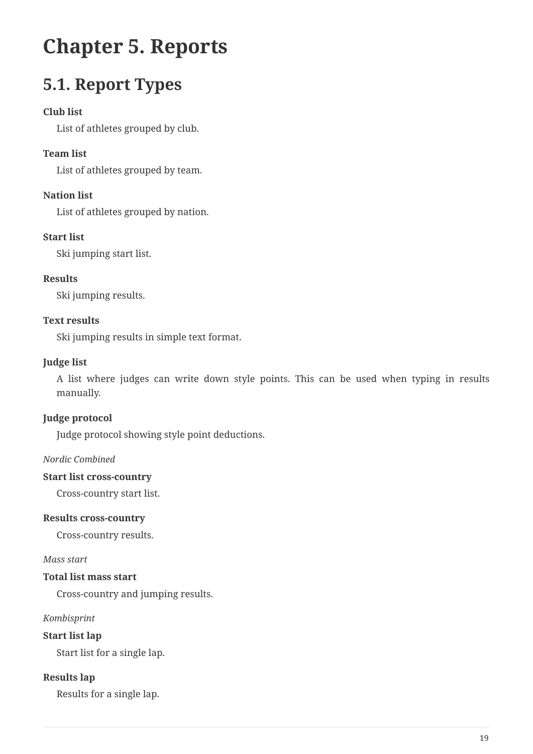# Chapter 5. Reports

## 5.1. Report Types

**Club list**

List of athletes grouped by club.

**Team list**

List of athletes grouped by team.

**Nation list**

List of athletes grouped by nation.

**Start list**

Ski jumping start list.

**Results**

Ski jumping results.

**Text results**

Ski jumping results in simple text format.

**Judge list**

A list where judges can write down style points. This can be used when typing in results manually.

**Judge protocol**

Judge protocol showing style point deductions.

*Nordic Combined*

**Start list cross-country**

Cross-country start list.

**Results cross-country**

Cross-country results.

*Mass start*

**Total list mass start**

Cross-country and jumping results.

*Kombisprint*

**Start list lap**

Start list for a single lap.

**Results lap**

Results for a single lap.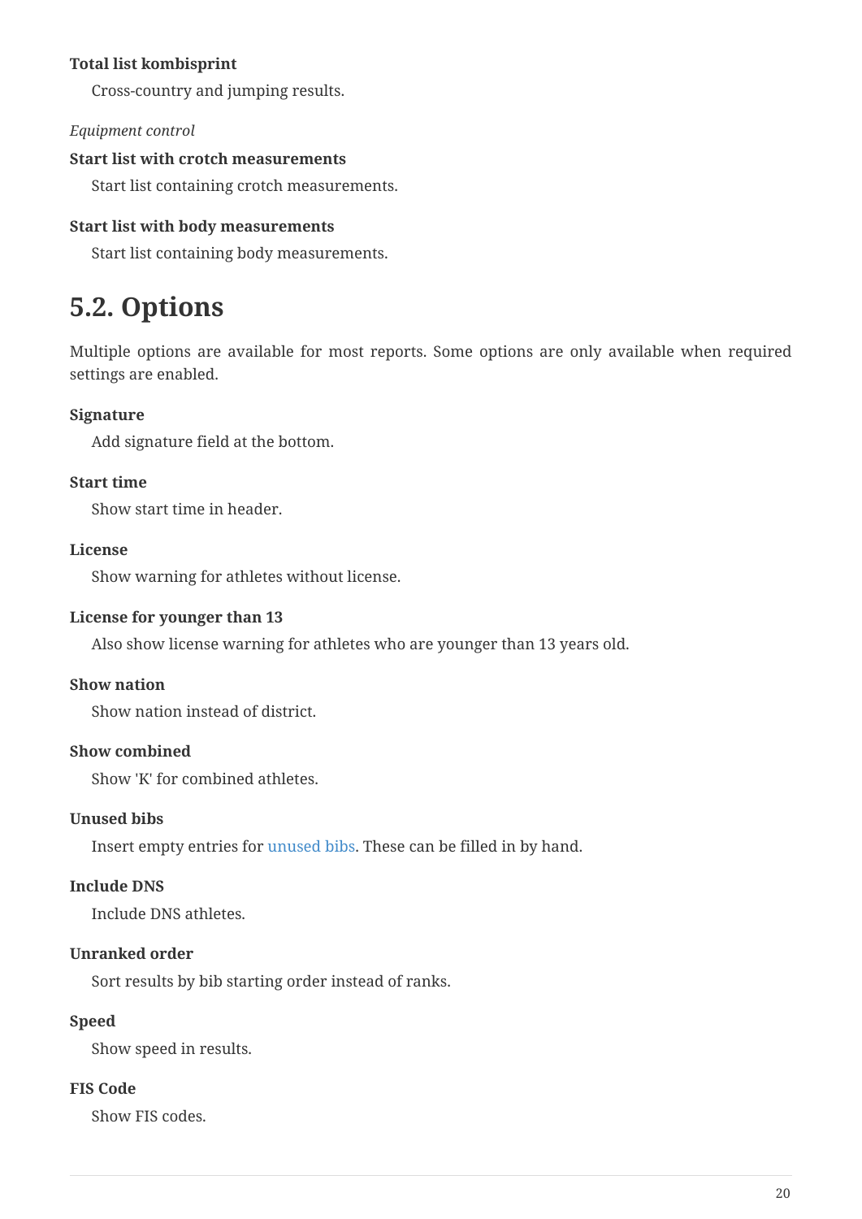**Total list kombisprint**

Cross-country and jumping results.

*Equipment control*

**Start list with crotch measurements**

Start list containing crotch measurements.

**Start list with body measurements**

Start list containing body measurements.

## 5.2. Options

Multiple options are available for most reports. Some options are only available when required settings are enabled.

**Signature**

Add signature field at the bottom.

**Start time**

Show start time in header.

**License**

Show warning for athletes without license.

**License for younger than 13**

Also show license warning for athletes who are younger than 13 years old.

**Show nation**

Show nation instead of district.

**Show combined**

Show 'K' for combined athletes.

**Unused bibs**

Insert empty entries for unused bibs. These can be filled in by hand.

**Include DNS**

Include DNS athletes.

**Unranked order**

Sort results by bib starting order instead of ranks.

**Speed**

Show speed in results.

**FIS Code**

Show FIS codes.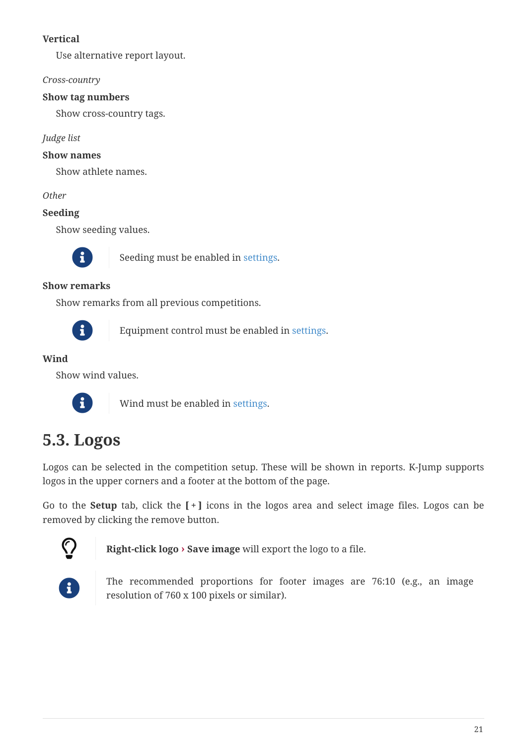**Vertical**

Use alternative report layout.

*Cross-country*

**Show tag numbers**

Show cross-country tags.

*Judge list*

**Show names**

Show athlete names.

*Other*

**Seeding**

Show seeding values.

> Seeding must be enabled in settings.

**Show remarks**

Show remarks from all previous competitions.

> Equipment control must be enabled in settings.

**Wind**

Show wind values.

> Wind must be enabled in settings.

## 5.3. Logos

Logos can be selected in the competition setup. These will be shown in reports. K-Jump supports logos in the upper corners and a footer at the bottom of the page.

Go to the **Setup** tab, click the **[ + ]** icons in the logos area and select image files. Logos can be removed by clicking the remove button.

> **Right-click logo › Save image** will export the logo to a file.

> The recommended proportions for footer images are 76:10 (e.g., an image resolution of 760 x 100 pixels or similar).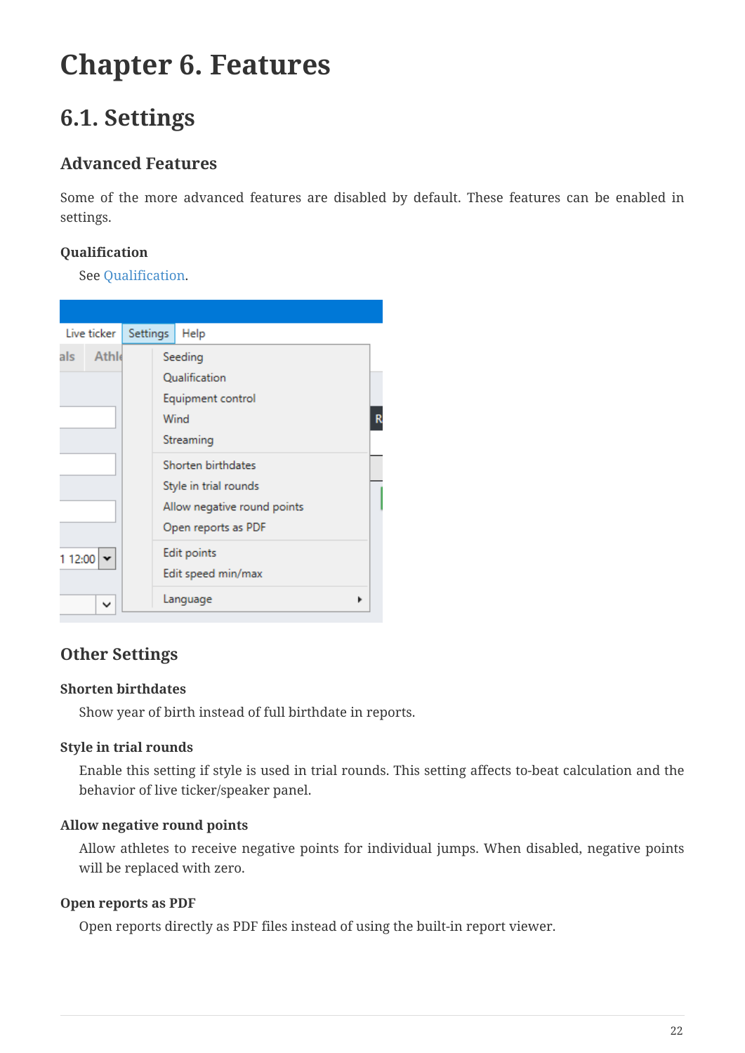# Chapter 6. Features

## 6.1. Settings

### Advanced Features

Some of the more advanced features are disabled by default. These features can be enabled in settings.

#### Qualification

See Qualification.

### Other Settings

#### Shorten birthdates

Show year of birth instead of full birthdate in reports.

#### Style in trial rounds

Enable this setting if style is used in trial rounds. This setting affects to-beat calculation and the behavior of live ticker/speaker panel.

#### Allow negative round points

Allow athletes to receive negative points for individual jumps. When disabled, negative points will be replaced with zero.

#### Open reports as PDF

Open reports directly as PDF files instead of using the built-in report viewer.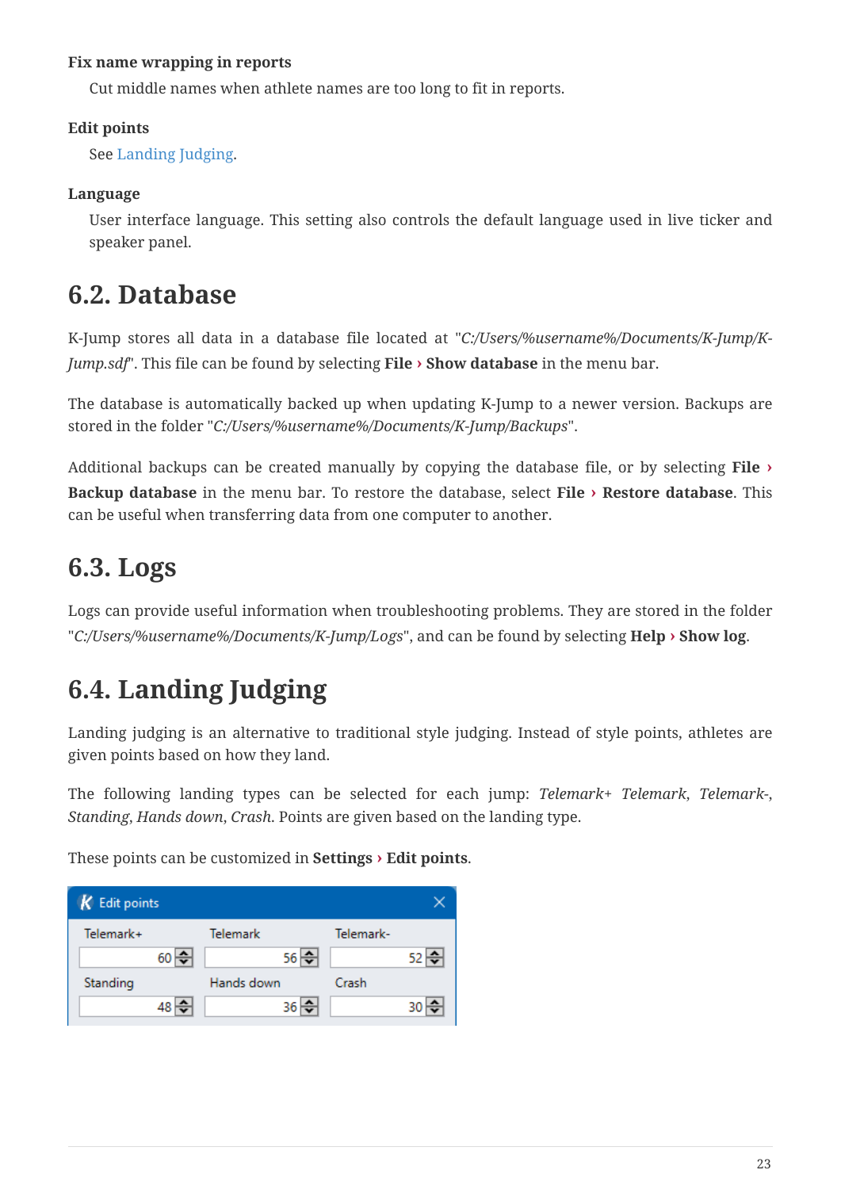**Fix name wrapping in reports**

Cut middle names when athlete names are too long to fit in reports.

**Edit points**

See Landing Judging.

**Language**

User interface language. This setting also controls the default language used in live ticker and speaker panel.

## 6.2. Database

K-Jump stores all data in a database file located at "*C:/Users/%username%/Documents/K-Jump/K-Jump.sdf*". This file can be found by selecting **File › Show database** in the menu bar.

The database is automatically backed up when updating K-Jump to a newer version. Backups are stored in the folder "*C:/Users/%username%/Documents/K-Jump/Backups*".

Additional backups can be created manually by copying the database file, or by selecting **File › Backup database** in the menu bar. To restore the database, select **File › Restore database**. This can be useful when transferring data from one computer to another.

## 6.3. Logs

Logs can provide useful information when troubleshooting problems. They are stored in the folder "*C:/Users/%username%/Documents/K-Jump/Logs*", and can be found by selecting **Help › Show log**.

## 6.4. Landing Judging

Landing judging is an alternative to traditional style judging. Instead of style points, athletes are given points based on how they land.

The following landing types can be selected for each jump: *Telemark+* *Telemark*, *Telemark-*, *Standing*, *Hands down*, *Crash*. Points are given based on the landing type.

These points can be customized in **Settings › Edit points**.

Edit points

| Telemark+ | Telemark | Telemark- |
| --- | --- | --- |
| 60 | 56 | 52 |
| **Standing** | **Hands down** | **Crash** |
| 48 | 36 | 30 |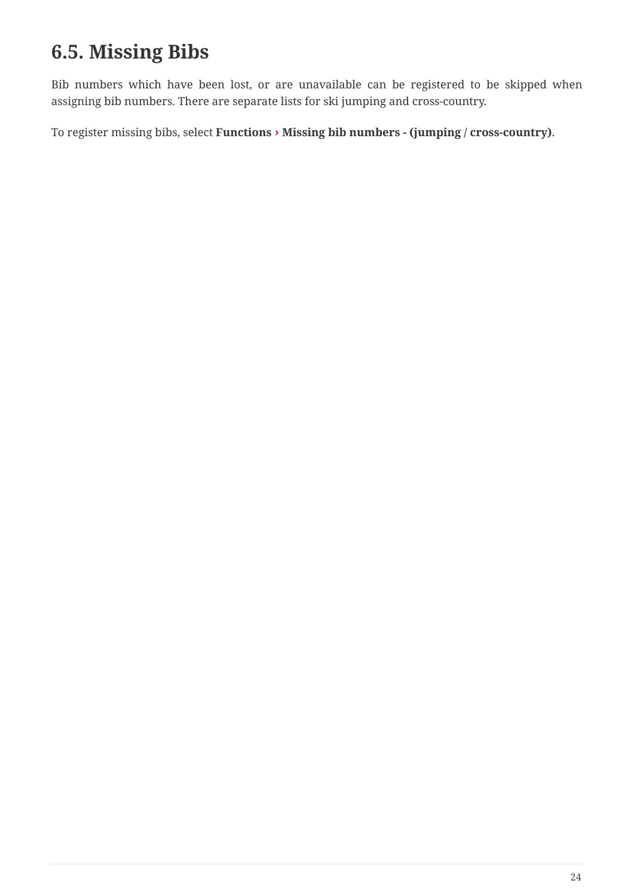## 6.5. Missing Bibs

Bib numbers which have been lost, or are unavailable can be registered to be skipped when assigning bib numbers. There are separate lists for ski jumping and cross-country.

To register missing bibs, select **Functions › Missing bib numbers - (jumping / cross-country)**.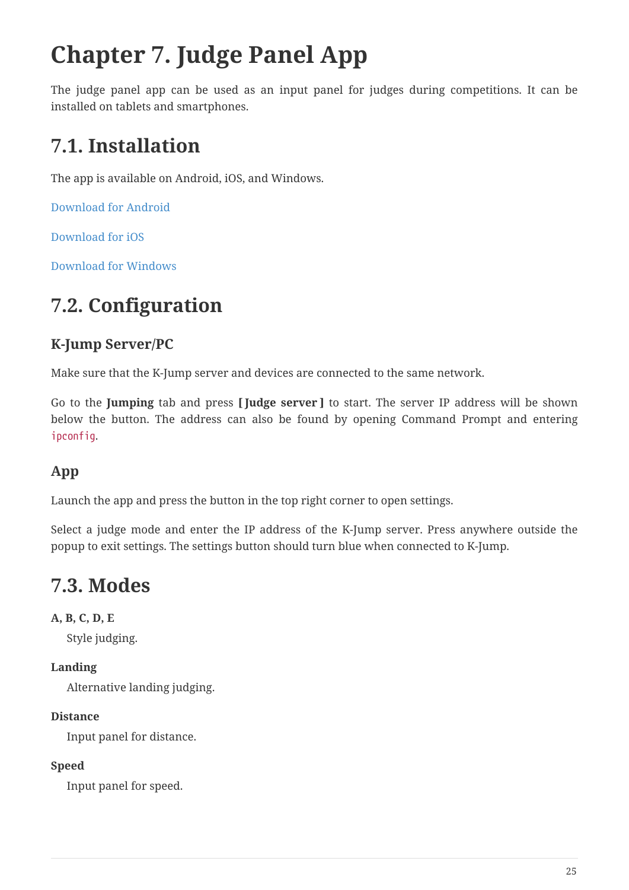# Chapter 7. Judge Panel App

The judge panel app can be used as an input panel for judges during competitions. It can be installed on tablets and smartphones.

## 7.1. Installation

The app is available on Android, iOS, and Windows.

Download for Android

Download for iOS

Download for Windows

## 7.2. Configuration

### K-Jump Server/PC

Make sure that the K-Jump server and devices are connected to the same network.

Go to the **Jumping** tab and press **[ Judge server ]** to start. The server IP address will be shown below the button. The address can also be found by opening Command Prompt and entering `ipconfig`.

### App

Launch the app and press the button in the top right corner to open settings.

Select a judge mode and enter the IP address of the K-Jump server. Press anywhere outside the popup to exit settings. The settings button should turn blue when connected to K-Jump.

## 7.3. Modes

**A, B, C, D, E**

Style judging.

**Landing**

Alternative landing judging.

**Distance**

Input panel for distance.

**Speed**

Input panel for speed.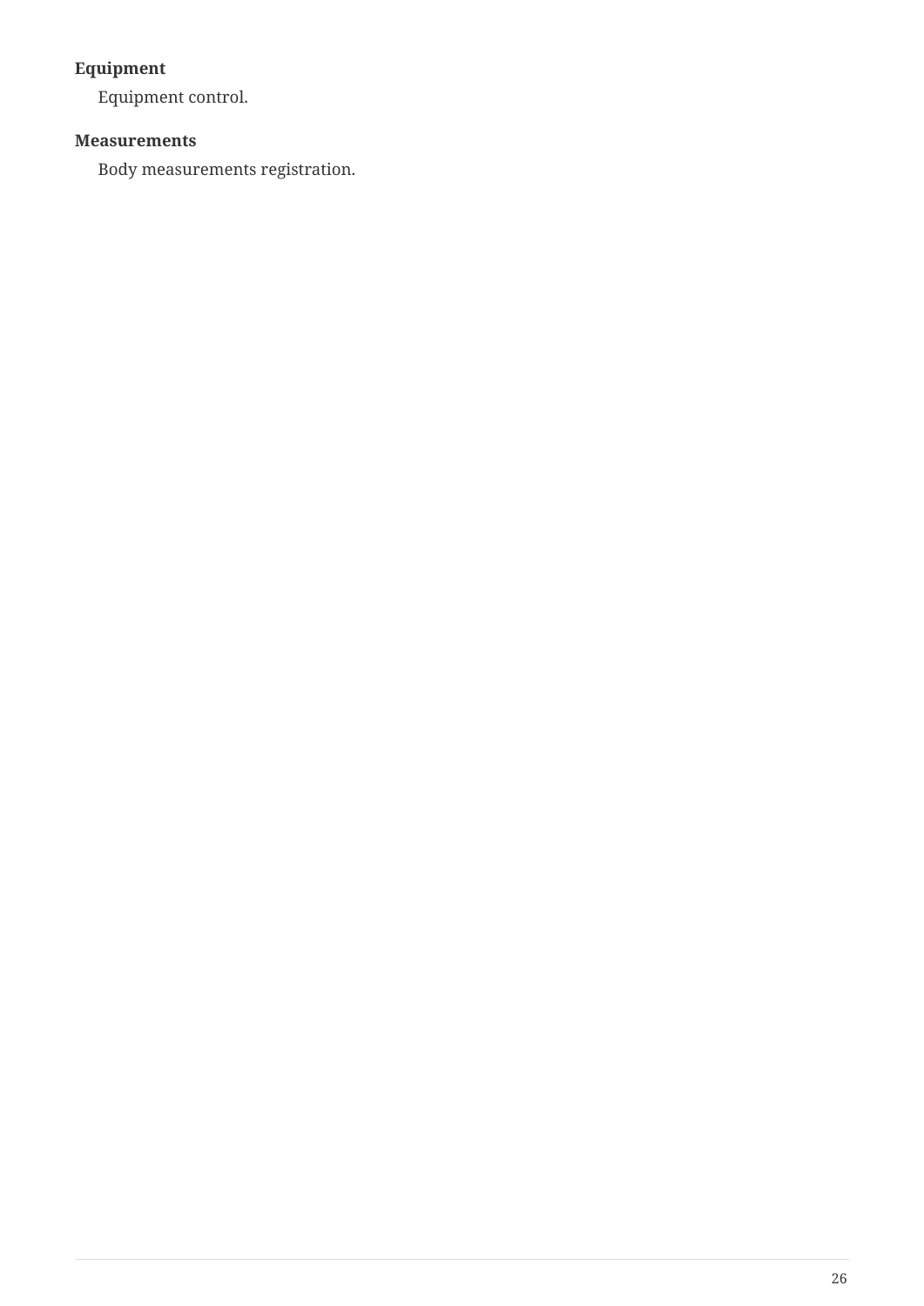**Equipment**

Equipment control.

**Measurements**

Body measurements registration.